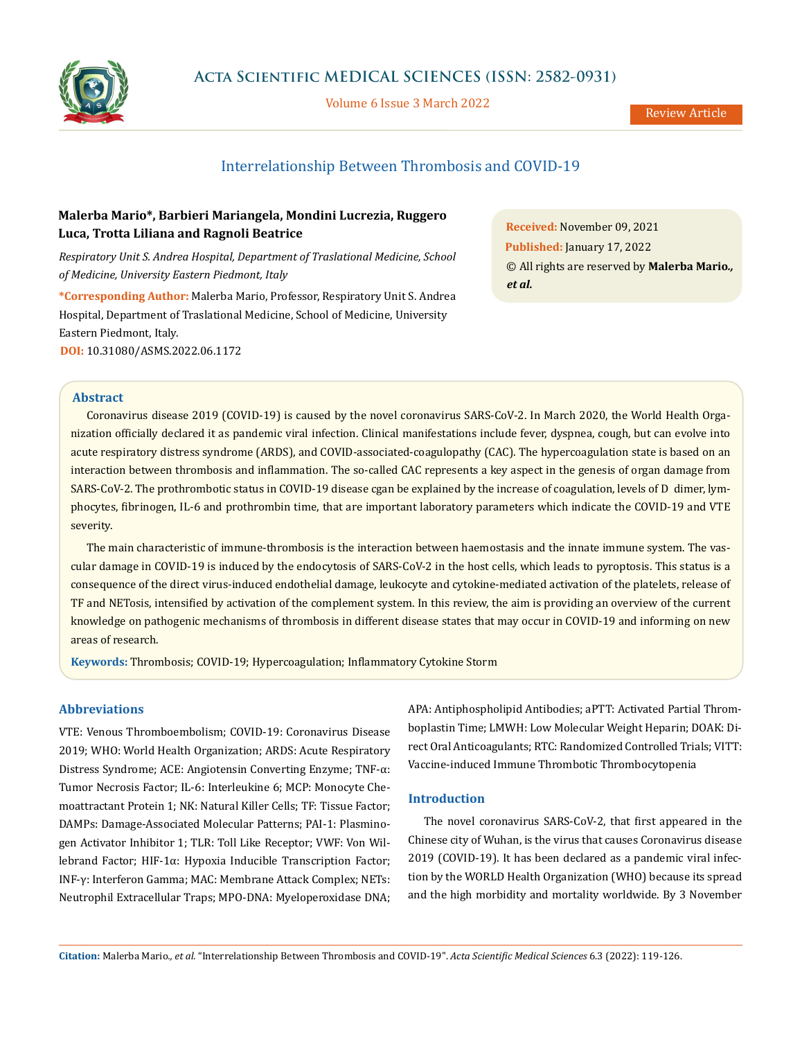Review Article

# Interrelationship Between Thrombosis and COVID-19

**Malerba Mario*, Barbieri Mariangela, Mondini Lucrezia, Ruggero Luca, Trotta Liliana and Ragnoli Beatrice**

*Respiratory Unit S. Andrea Hospital, Department of Traslational Medicine, School of Medicine, University Eastern Piedmont, Italy*

***Corresponding Author:** Malerba Mario, Professor, Respiratory Unit S. Andrea Hospital, Department of Traslational Medicine, School of Medicine, University Eastern Piedmont, Italy.

**DOI:** 10.31080/ASMS.2022.06.1172

**Received:** November 09, 2021
**Published:** January 17, 2022
© All rights are reserved by **Malerba Mario., *et al.***

## Abstract

Coronavirus disease 2019 (COVID-19) is caused by the novel coronavirus SARS-CoV-2. In March 2020, the World Health Organization officially declared it as pandemic viral infection. Clinical manifestations include fever, dyspnea, cough, but can evolve into acute respiratory distress syndrome (ARDS), and COVID-associated-coagulopathy (CAC). The hypercoagulation state is based on an interaction between thrombosis and inflammation. The so-called CAC represents a key aspect in the genesis of organ damage from SARS-CoV-2. The prothrombotic status in COVID-19 disease cgan be explained by the increase of coagulation, levels of D dimer, lymphocytes, fibrinogen, IL-6 and prothrombin time, that are important laboratory parameters which indicate the COVID-19 and VTE severity.

The main characteristic of immune-thrombosis is the interaction between haemostasis and the innate immune system. The vascular damage in COVID-19 is induced by the endocytosis of SARS-CoV-2 in the host cells, which leads to pyroptosis. This status is a consequence of the direct virus-induced endothelial damage, leukocyte and cytokine-mediated activation of the platelets, release of TF and NETosis, intensified by activation of the complement system. In this review, the aim is providing an overview of the current knowledge on pathogenic mechanisms of thrombosis in different disease states that may occur in COVID-19 and informing on new areas of research.

**Keywords:** Thrombosis; COVID-19; Hypercoagulation; Inflammatory Cytokine Storm

## Abbreviations

VTE: Venous Thromboembolism; COVID-19: Coronavirus Disease 2019; WHO: World Health Organization; ARDS: Acute Respiratory Distress Syndrome; ACE: Angiotensin Converting Enzyme; TNF-α: Tumor Necrosis Factor; IL-6: Interleukine 6; MCP: Monocyte Chemoattractant Protein 1; NK: Natural Killer Cells; TF: Tissue Factor; DAMPs: Damage-Associated Molecular Patterns; PAI-1: Plasminogen Activator Inhibitor 1; TLR: Toll Like Receptor; VWF: Von Willebrand Factor; HIF-1α: Hypoxia Inducible Transcription Factor; INF-γ: Interferon Gamma; MAC: Membrane Attack Complex; NETs: Neutrophil Extracellular Traps; MPO-DNA: Myeloperoxidase DNA; APA: Antiphospholipid Antibodies; aPTT: Activated Partial Thromboplastin Time; LMWH: Low Molecular Weight Heparin; DOAK: Direct Oral Anticoagulants; RTC: Randomized Controlled Trials; VITT: Vaccine-induced Immune Thrombotic Thrombocytopenia

## Introduction

The novel coronavirus SARS-CoV-2, that first appeared in the Chinese city of Wuhan, is the virus that causes Coronavirus disease 2019 (COVID-19). It has been declared as a pandemic viral infection by the WORLD Health Organization (WHO) because its spread and the high morbidity and mortality worldwide. By 3 November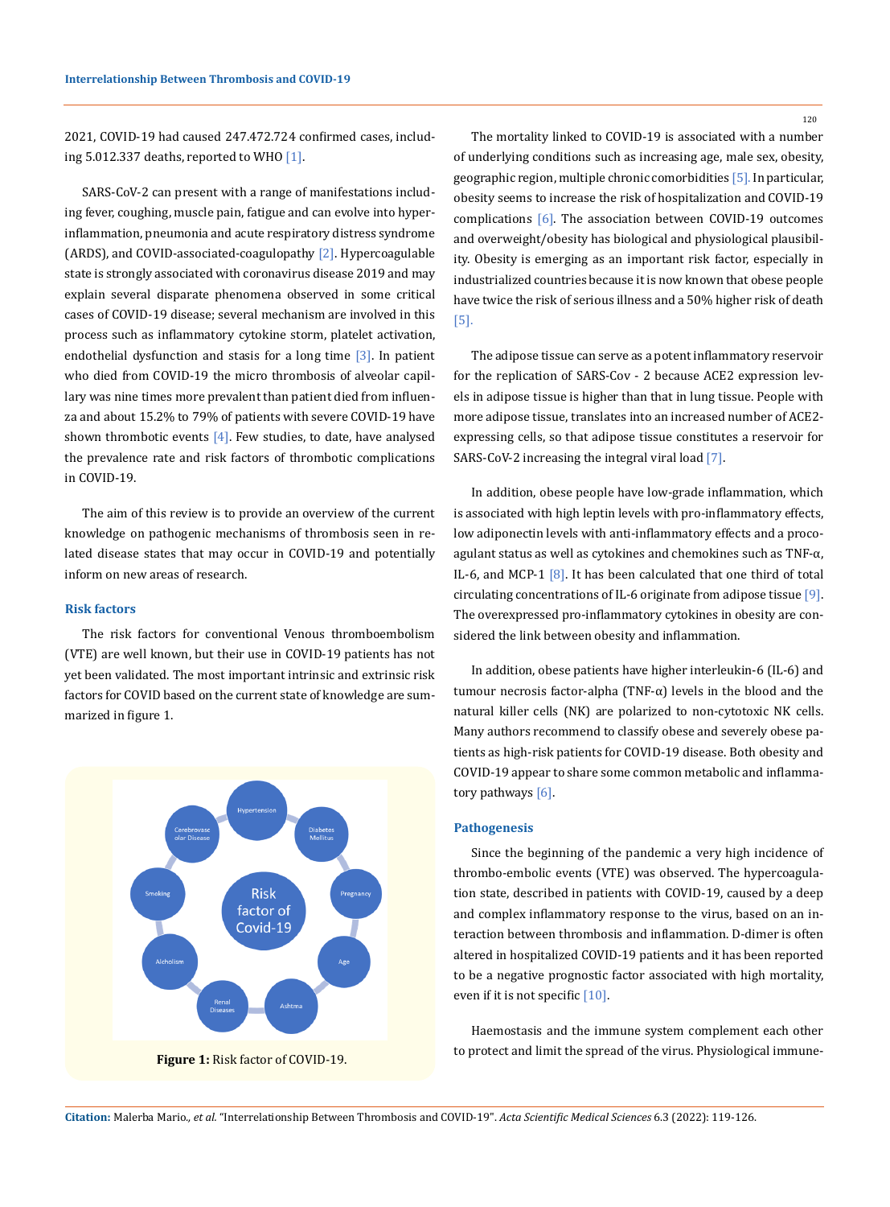2021, COVID-19 had caused 247.472.724 confirmed cases, including 5.012.337 deaths, reported to WHO [1].

SARS-CoV-2 can present with a range of manifestations including fever, coughing, muscle pain, fatigue and can evolve into hyperinflammation, pneumonia and acute respiratory distress syndrome (ARDS), and COVID-associated-coagulopathy [2]. Hypercoagulable state is strongly associated with coronavirus disease 2019 and may explain several disparate phenomena observed in some critical cases of COVID-19 disease; several mechanism are involved in this process such as inflammatory cytokine storm, platelet activation, endothelial dysfunction and stasis for a long time [3]. In patient who died from COVID-19 the micro thrombosis of alveolar capillary was nine times more prevalent than patient died from influenza and about 15.2% to 79% of patients with severe COVID-19 have shown thrombotic events [4]. Few studies, to date, have analysed the prevalence rate and risk factors of thrombotic complications in COVID-19.

The aim of this review is to provide an overview of the current knowledge on pathogenic mechanisms of thrombosis seen in related disease states that may occur in COVID-19 and potentially inform on new areas of research.

## Risk factors

The risk factors for conventional Venous thromboembolism (VTE) are well known, but their use in COVID-19 patients has not yet been validated. The most important intrinsic and extrinsic risk factors for COVID based on the current state of knowledge are summarized in figure 1.

**Figure 1:** Risk factor of COVID-19.

The mortality linked to COVID-19 is associated with a number of underlying conditions such as increasing age, male sex, obesity, geographic region, multiple chronic comorbidities [5]. In particular, obesity seems to increase the risk of hospitalization and COVID-19 complications [6]. The association between COVID-19 outcomes and overweight/obesity has biological and physiological plausibility. Obesity is emerging as an important risk factor, especially in industrialized countries because it is now known that obese people have twice the risk of serious illness and a 50% higher risk of death [5].

The adipose tissue can serve as a potent inflammatory reservoir for the replication of SARS-Cov - 2 because ACE2 expression levels in adipose tissue is higher than that in lung tissue. People with more adipose tissue, translates into an increased number of ACE2-expressing cells, so that adipose tissue constitutes a reservoir for SARS-CoV-2 increasing the integral viral load [7].

In addition, obese people have low-grade inflammation, which is associated with high leptin levels with pro-inflammatory effects, low adiponectin levels with anti-inflammatory effects and a procoagulant status as well as cytokines and chemokines such as TNF-α, IL-6, and MCP-1 [8]. It has been calculated that one third of total circulating concentrations of IL-6 originate from adipose tissue [9]. The overexpressed pro-inflammatory cytokines in obesity are considered the link between obesity and inflammation.

In addition, obese patients have higher interleukin-6 (IL-6) and tumour necrosis factor-alpha (TNF-α) levels in the blood and the natural killer cells (NK) are polarized to non-cytotoxic NK cells. Many authors recommend to classify obese and severely obese patients as high-risk patients for COVID-19 disease. Both obesity and COVID-19 appear to share some common metabolic and inflammatory pathways [6].

## Pathogenesis

Since the beginning of the pandemic a very high incidence of thrombo-embolic events (VTE) was observed. The hypercoagulation state, described in patients with COVID-19, caused by a deep and complex inflammatory response to the virus, based on an interaction between thrombosis and inflammation. D-dimer is often altered in hospitalized COVID-19 patients and it has been reported to be a negative prognostic factor associated with high mortality, even if it is not specific [10].

Haemostasis and the immune system complement each other to protect and limit the spread of the virus. Physiological immune-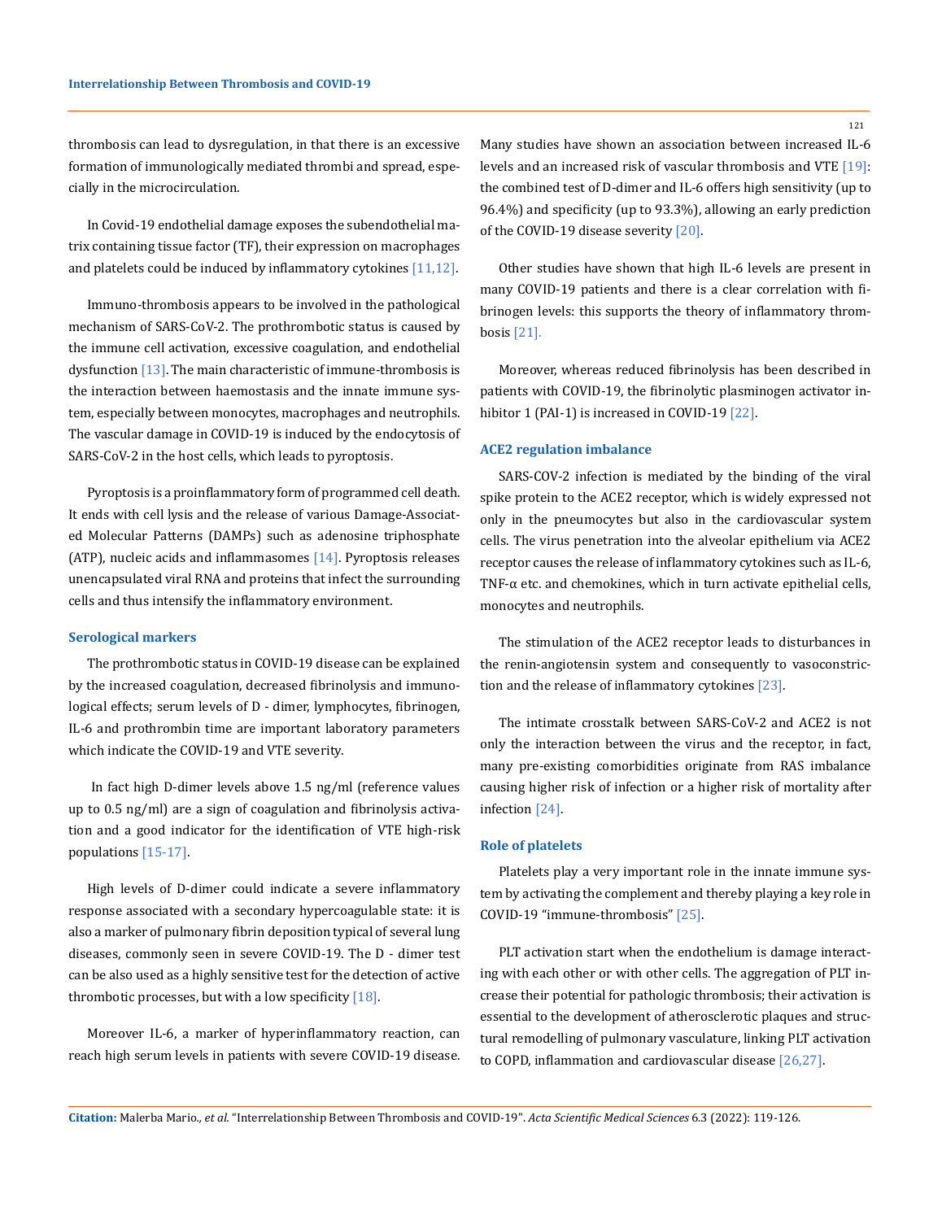thrombosis can lead to dysregulation, in that there is an excessive formation of immunologically mediated thrombi and spread, especially in the microcirculation.

In Covid-19 endothelial damage exposes the subendothelial matrix containing tissue factor (TF), their expression on macrophages and platelets could be induced by inflammatory cytokines [11,12].

Immuno-thrombosis appears to be involved in the pathological mechanism of SARS-CoV-2. The prothrombotic status is caused by the immune cell activation, excessive coagulation, and endothelial dysfunction [13]. The main characteristic of immune-thrombosis is the interaction between haemostasis and the innate immune system, especially between monocytes, macrophages and neutrophils. The vascular damage in COVID-19 is induced by the endocytosis of SARS-CoV-2 in the host cells, which leads to pyroptosis.

Pyroptosis is a proinflammatory form of programmed cell death. It ends with cell lysis and the release of various Damage-Associated Molecular Patterns (DAMPs) such as adenosine triphosphate (ATP), nucleic acids and inflammasomes [14]. Pyroptosis releases unencapsulated viral RNA and proteins that infect the surrounding cells and thus intensify the inflammatory environment.

### Serological markers

The prothrombotic status in COVID-19 disease can be explained by the increased coagulation, decreased fibrinolysis and immunological effects; serum levels of D - dimer, lymphocytes, fibrinogen, IL-6 and prothrombin time are important laboratory parameters which indicate the COVID-19 and VTE severity.

In fact high D-dimer levels above 1.5 ng/ml (reference values up to 0.5 ng/ml) are a sign of coagulation and fibrinolysis activation and a good indicator for the identification of VTE high-risk populations [15-17].

High levels of D-dimer could indicate a severe inflammatory response associated with a secondary hypercoagulable state: it is also a marker of pulmonary fibrin deposition typical of several lung diseases, commonly seen in severe COVID-19. The D - dimer test can be also used as a highly sensitive test for the detection of active thrombotic processes, but with a low specificity [18].

Moreover IL-6, a marker of hyperinflammatory reaction, can reach high serum levels in patients with severe COVID-19 disease. Many studies have shown an association between increased IL-6 levels and an increased risk of vascular thrombosis and VTE [19]: the combined test of D-dimer and IL-6 offers high sensitivity (up to 96.4%) and specificity (up to 93.3%), allowing an early prediction of the COVID-19 disease severity [20].

Other studies have shown that high IL-6 levels are present in many COVID-19 patients and there is a clear correlation with fibrinogen levels: this supports the theory of inflammatory thrombosis [21].

Moreover, whereas reduced fibrinolysis has been described in patients with COVID-19, the fibrinolytic plasminogen activator inhibitor 1 (PAI-1) is increased in COVID-19 [22].

### ACE2 regulation imbalance

SARS-COV-2 infection is mediated by the binding of the viral spike protein to the ACE2 receptor, which is widely expressed not only in the pneumocytes but also in the cardiovascular system cells. The virus penetration into the alveolar epithelium via ACE2 receptor causes the release of inflammatory cytokines such as IL-6, TNF-α etc. and chemokines, which in turn activate epithelial cells, monocytes and neutrophils.

The stimulation of the ACE2 receptor leads to disturbances in the renin-angiotensin system and consequently to vasoconstriction and the release of inflammatory cytokines [23].

The intimate crosstalk between SARS-CoV-2 and ACE2 is not only the interaction between the virus and the receptor, in fact, many pre-existing comorbidities originate from RAS imbalance causing higher risk of infection or a higher risk of mortality after infection [24].

### Role of platelets

Platelets play a very important role in the innate immune system by activating the complement and thereby playing a key role in COVID-19 "immune-thrombosis" [25].

PLT activation start when the endothelium is damage interacting with each other or with other cells. The aggregation of PLT increase their potential for pathologic thrombosis; their activation is essential to the development of atherosclerotic plaques and structural remodelling of pulmonary vasculature, linking PLT activation to COPD, inflammation and cardiovascular disease [26,27].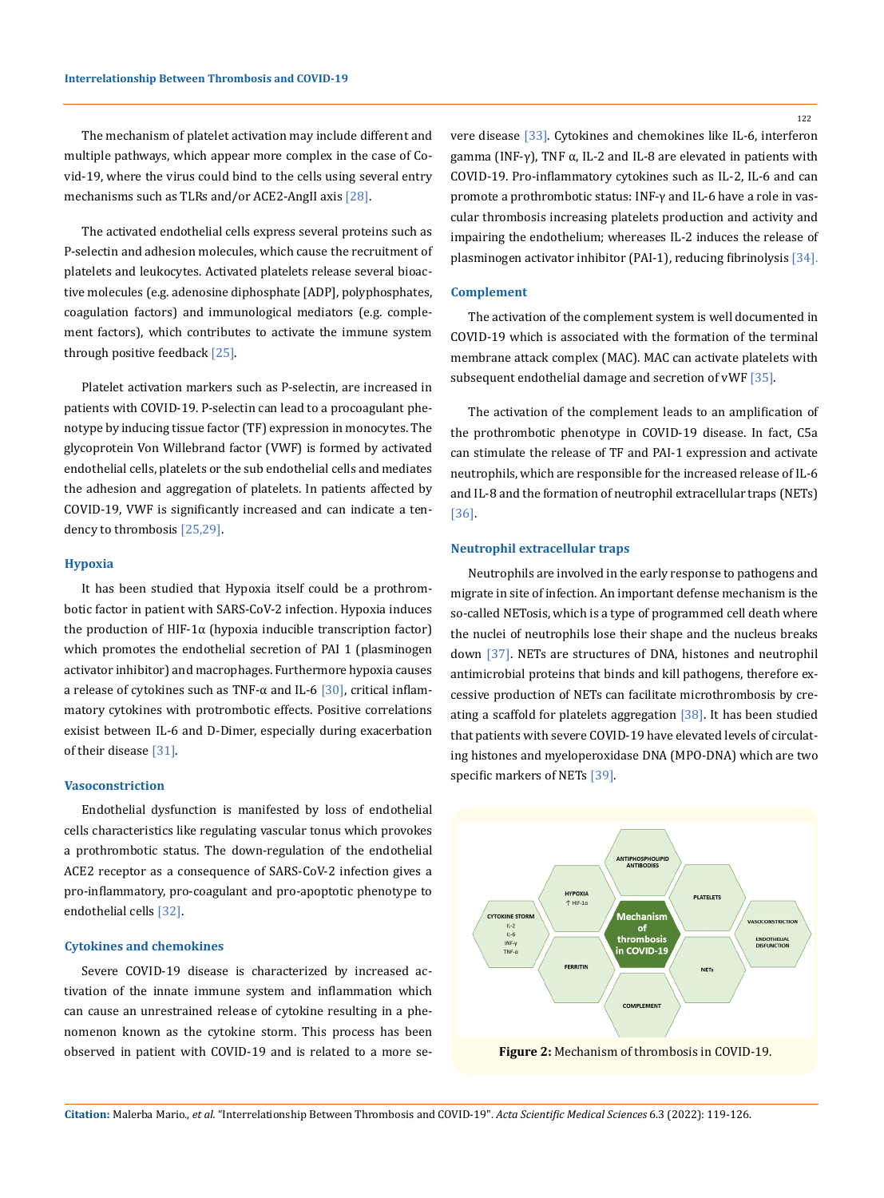The mechanism of platelet activation may include different and multiple pathways, which appear more complex in the case of Covid-19, where the virus could bind to the cells using several entry mechanisms such as TLRs and/or ACE2-AngII axis [28].

The activated endothelial cells express several proteins such as P-selectin and adhesion molecules, which cause the recruitment of platelets and leukocytes. Activated platelets release several bioactive molecules (e.g. adenosine diphosphate [ADP], polyphosphates, coagulation factors) and immunological mediators (e.g. complement factors), which contributes to activate the immune system through positive feedback [25].

Platelet activation markers such as P-selectin, are increased in patients with COVID-19. P-selectin can lead to a procoagulant phenotype by inducing tissue factor (TF) expression in monocytes. The glycoprotein Von Willebrand factor (VWF) is formed by activated endothelial cells, platelets or the sub endothelial cells and mediates the adhesion and aggregation of platelets. In patients affected by COVID-19, VWF is significantly increased and can indicate a tendency to thrombosis [25,29].

### Hypoxia

It has been studied that Hypoxia itself could be a prothrombotic factor in patient with SARS-CoV-2 infection. Hypoxia induces the production of HIF-1α (hypoxia inducible transcription factor) which promotes the endothelial secretion of PAI 1 (plasminogen activator inhibitor) and macrophages. Furthermore hypoxia causes a release of cytokines such as TNF-α and IL-6 [30], critical inflammatory cytokines with protrombotic effects. Positive correlations exisist between IL-6 and D-Dimer, especially during exacerbation of their disease [31].

### Vasoconstriction

Endothelial dysfunction is manifested by loss of endothelial cells characteristics like regulating vascular tonus which provokes a prothrombotic status. The down-regulation of the endothelial ACE2 receptor as a consequence of SARS-CoV-2 infection gives a pro-inflammatory, pro-coagulant and pro-apoptotic phenotype to endothelial cells [32].

### Cytokines and chemokines

Severe COVID-19 disease is characterized by increased activation of the innate immune system and inflammation which can cause an unrestrained release of cytokine resulting in a phenomenon known as the cytokine storm. This process has been observed in patient with COVID-19 and is related to a more severe disease [33]. Cytokines and chemokines like IL-6, interferon gamma (INF-γ), TNF α, IL-2 and IL-8 are elevated in patients with COVID-19. Pro-inflammatory cytokines such as IL-2, IL-6 and can promote a prothrombotic status: INF-γ and IL-6 have a role in vascular thrombosis increasing platelets production and activity and impairing the endothelium; whereases IL-2 induces the release of plasminogen activator inhibitor (PAI-1), reducing fibrinolysis [34].

### Complement

The activation of the complement system is well documented in COVID-19 which is associated with the formation of the terminal membrane attack complex (MAC). MAC can activate platelets with subsequent endothelial damage and secretion of vWF [35].

The activation of the complement leads to an amplification of the prothrombotic phenotype in COVID-19 disease. In fact, C5a can stimulate the release of TF and PAI-1 expression and activate neutrophils, which are responsible for the increased release of IL-6 and IL-8 and the formation of neutrophil extracellular traps (NETs) [36].

### Neutrophil extracellular traps

Neutrophils are involved in the early response to pathogens and migrate in site of infection. An important defense mechanism is the so-called NETosis, which is a type of programmed cell death where the nuclei of neutrophils lose their shape and the nucleus breaks down [37]. NETs are structures of DNA, histones and neutrophil antimicrobial proteins that binds and kill pathogens, therefore excessive production of NETs can facilitate microthrombosis by creating a scaffold for platelets aggregation [38]. It has been studied that patients with severe COVID-19 have elevated levels of circulating histones and myeloperoxidase DNA (MPO-DNA) which are two specific markers of NETs [39].

**Figure 2:** Mechanism of thrombosis in COVID-19.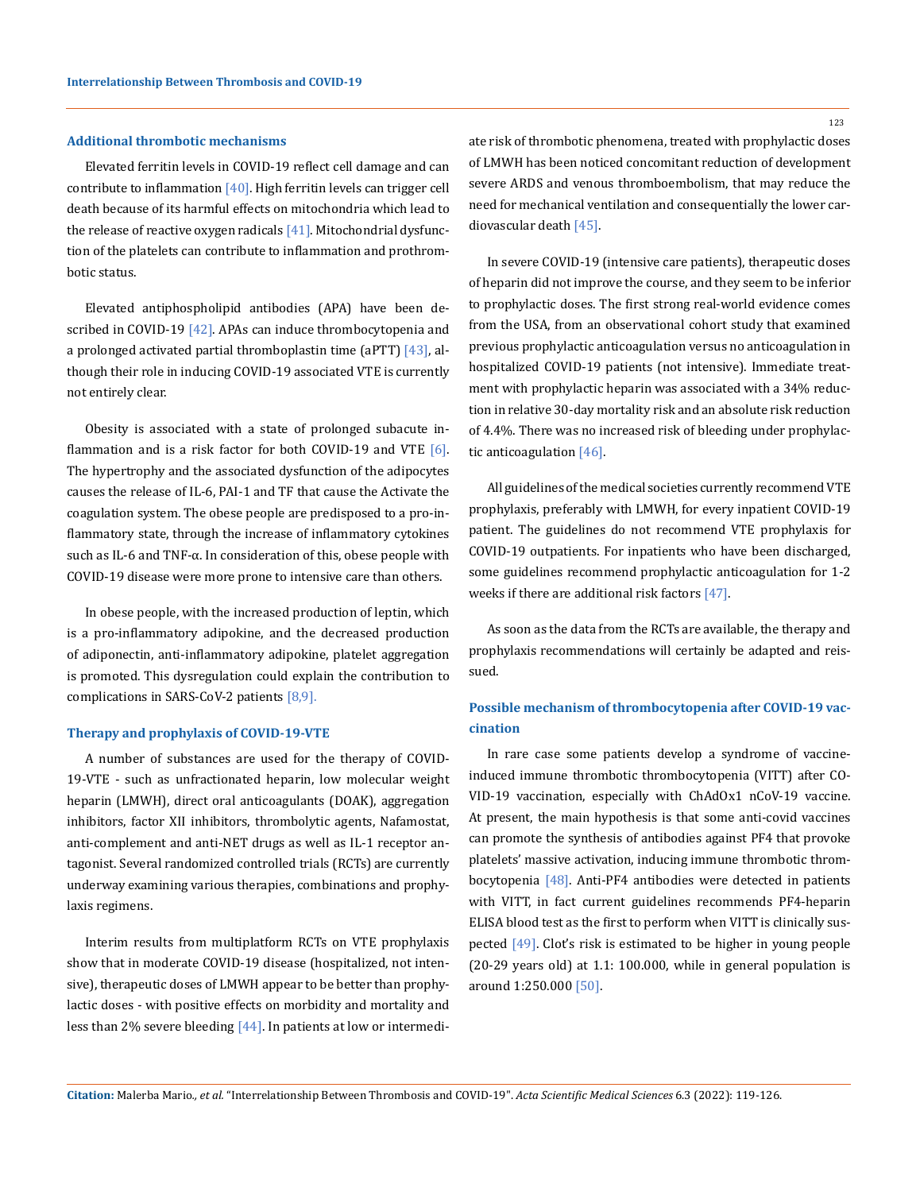### Additional thrombotic mechanisms

Elevated ferritin levels in COVID-19 reflect cell damage and can contribute to inflammation [40]. High ferritin levels can trigger cell death because of its harmful effects on mitochondria which lead to the release of reactive oxygen radicals [41]. Mitochondrial dysfunction of the platelets can contribute to inflammation and prothrombotic status.

Elevated antiphospholipid antibodies (APA) have been described in COVID-19 [42]. APAs can induce thrombocytopenia and a prolonged activated partial thromboplastin time (aPTT) [43], although their role in inducing COVID-19 associated VTE is currently not entirely clear.

Obesity is associated with a state of prolonged subacute inflammation and is a risk factor for both COVID-19 and VTE [6]. The hypertrophy and the associated dysfunction of the adipocytes causes the release of IL-6, PAI-1 and TF that cause the Activate the coagulation system. The obese people are predisposed to a pro-inflammatory state, through the increase of inflammatory cytokines such as IL-6 and TNF-α. In consideration of this, obese people with COVID-19 disease were more prone to intensive care than others.

In obese people, with the increased production of leptin, which is a pro-inflammatory adipokine, and the decreased production of adiponectin, anti-inflammatory adipokine, platelet aggregation is promoted. This dysregulation could explain the contribution to complications in SARS-CoV-2 patients [8,9].

### Therapy and prophylaxis of COVID-19-VTE

A number of substances are used for the therapy of COVID-19-VTE - such as unfractionated heparin, low molecular weight heparin (LMWH), direct oral anticoagulants (DOAK), aggregation inhibitors, factor XII inhibitors, thrombolytic agents, Nafamostat, anti-complement and anti-NET drugs as well as IL-1 receptor antagonist. Several randomized controlled trials (RCTs) are currently underway examining various therapies, combinations and prophylaxis regimens.

Interim results from multiplatform RCTs on VTE prophylaxis show that in moderate COVID-19 disease (hospitalized, not intensive), therapeutic doses of LMWH appear to be better than prophylactic doses - with positive effects on morbidity and mortality and less than 2% severe bleeding [44]. In patients at low or intermediate risk of thrombotic phenomena, treated with prophylactic doses of LMWH has been noticed concomitant reduction of development severe ARDS and venous thromboembolism, that may reduce the need for mechanical ventilation and consequentially the lower cardiovascular death [45].

In severe COVID-19 (intensive care patients), therapeutic doses of heparin did not improve the course, and they seem to be inferior to prophylactic doses. The first strong real-world evidence comes from the USA, from an observational cohort study that examined previous prophylactic anticoagulation versus no anticoagulation in hospitalized COVID-19 patients (not intensive). Immediate treatment with prophylactic heparin was associated with a 34% reduction in relative 30-day mortality risk and an absolute risk reduction of 4.4%. There was no increased risk of bleeding under prophylactic anticoagulation [46].

All guidelines of the medical societies currently recommend VTE prophylaxis, preferably with LMWH, for every inpatient COVID-19 patient. The guidelines do not recommend VTE prophylaxis for COVID-19 outpatients. For inpatients who have been discharged, some guidelines recommend prophylactic anticoagulation for 1-2 weeks if there are additional risk factors [47].

As soon as the data from the RCTs are available, the therapy and prophylaxis recommendations will certainly be adapted and reissued.

### Possible mechanism of thrombocytopenia after COVID-19 vaccination

In rare case some patients develop a syndrome of vaccine-induced immune thrombotic thrombocytopenia (VITT) after COVID-19 vaccination, especially with ChAdOx1 nCoV-19 vaccine. At present, the main hypothesis is that some anti-covid vaccines can promote the synthesis of antibodies against PF4 that provoke platelets' massive activation, inducing immune thrombotic thrombocytopenia [48]. Anti-PF4 antibodies were detected in patients with VITT, in fact current guidelines recommends PF4-heparin ELISA blood test as the first to perform when VITT is clinically suspected [49]. Clot's risk is estimated to be higher in young people (20-29 years old) at 1.1: 100.000, while in general population is around 1:250.000 [50].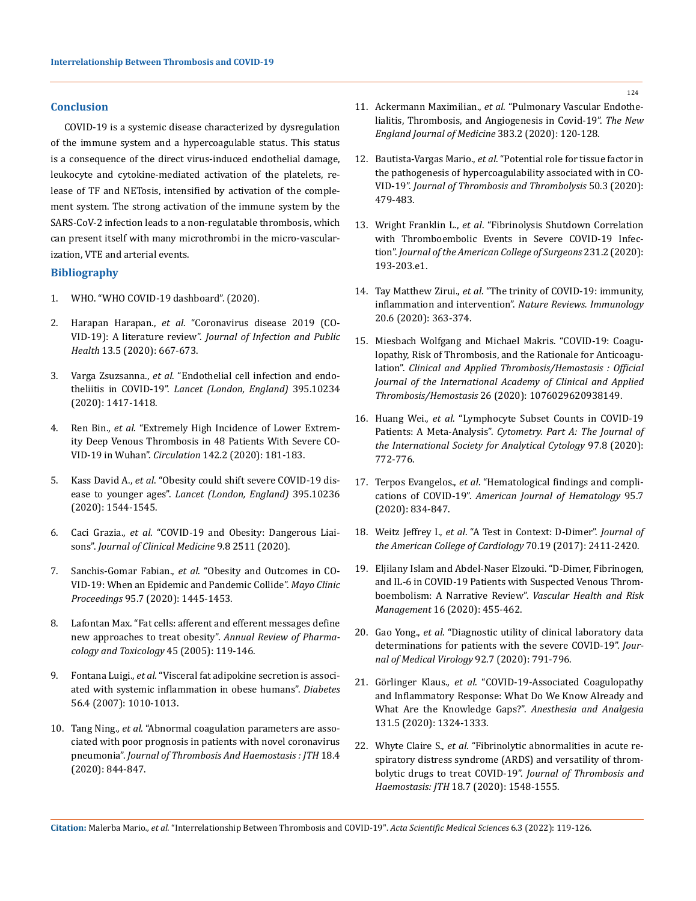## Conclusion

COVID-19 is a systemic disease characterized by dysregulation of the immune system and a hypercoagulable status. This status is a consequence of the direct virus-induced endothelial damage, leukocyte and cytokine-mediated activation of the platelets, release of TF and NETosis, intensified by activation of the complement system. The strong activation of the immune system by the SARS-CoV-2 infection leads to a non-regulatable thrombosis, which can present itself with many microthrombi in the micro-vascularization, VTE and arterial events.

## Bibliography

1. WHO. "WHO COVID-19 dashboard". (2020).
2. Harapan Harapan., *et al*. "Coronavirus disease 2019 (COVID-19): A literature review". *Journal of Infection and Public Health* 13.5 (2020): 667-673.
3. Varga Zsuzsanna., *et al*. "Endothelial cell infection and endotheliitis in COVID-19". *Lancet (London, England)* 395.10234 (2020): 1417-1418.
4. Ren Bin., *et al*. "Extremely High Incidence of Lower Extremity Deep Venous Thrombosis in 48 Patients With Severe COVID-19 in Wuhan". *Circulation* 142.2 (2020): 181-183.
5. Kass David A., *et al*. "Obesity could shift severe COVID-19 disease to younger ages". *Lancet (London, England)* 395.10236 (2020): 1544-1545.
6. Caci Grazia., *et al*. "COVID-19 and Obesity: Dangerous Liaisons". *Journal of Clinical Medicine* 9.8 2511 (2020).
7. Sanchis-Gomar Fabian., *et al*. "Obesity and Outcomes in COVID-19: When an Epidemic and Pandemic Collide". *Mayo Clinic Proceedings* 95.7 (2020): 1445-1453.
8. Lafontan Max. "Fat cells: afferent and efferent messages define new approaches to treat obesity". *Annual Review of Pharmacology and Toxicology* 45 (2005): 119-146.
9. Fontana Luigi., *et al*. "Visceral fat adipokine secretion is associated with systemic inflammation in obese humans". *Diabetes* 56.4 (2007): 1010-1013.
10. Tang Ning., *et al*. "Abnormal coagulation parameters are associated with poor prognosis in patients with novel coronavirus pneumonia". *Journal of Thrombosis And Haemostasis : JTH* 18.4 (2020): 844-847.
11. Ackermann Maximilian., *et al*. "Pulmonary Vascular Endothelialitis, Thrombosis, and Angiogenesis in Covid-19". *The New England Journal of Medicine* 383.2 (2020): 120-128.
12. Bautista-Vargas Mario., *et al*. "Potential role for tissue factor in the pathogenesis of hypercoagulability associated with in COVID-19". *Journal of Thrombosis and Thrombolysis* 50.3 (2020): 479-483.
13. Wright Franklin L., *et al*. "Fibrinolysis Shutdown Correlation with Thromboembolic Events in Severe COVID-19 Infection". *Journal of the American College of Surgeons* 231.2 (2020): 193-203.e1.
14. Tay Matthew Zirui., *et al*. "The trinity of COVID-19: immunity, inflammation and intervention". *Nature Reviews. Immunology* 20.6 (2020): 363-374.
15. Miesbach Wolfgang and Michael Makris. "COVID-19: Coagulopathy, Risk of Thrombosis, and the Rationale for Anticoagulation". *Clinical and Applied Thrombosis/Hemostasis : Official Journal of the International Academy of Clinical and Applied Thrombosis/Hemostasis* 26 (2020): 1076029620938149.
16. Huang Wei., *et al*. "Lymphocyte Subset Counts in COVID-19 Patients: A Meta-Analysis". *Cytometry. Part A: The Journal of the International Society for Analytical Cytology* 97.8 (2020): 772-776.
17. Terpos Evangelos., *et al*. "Hematological findings and complications of COVID-19". *American Journal of Hematology* 95.7 (2020): 834-847.
18. Weitz Jeffrey I., *et al*. "A Test in Context: D-Dimer". *Journal of the American College of Cardiology* 70.19 (2017): 2411-2420.
19. Eljilany Islam and Abdel-Naser Elzouki. "D-Dimer, Fibrinogen, and IL-6 in COVID-19 Patients with Suspected Venous Thromboembolism: A Narrative Review". *Vascular Health and Risk Management* 16 (2020): 455-462.
20. Gao Yong., *et al*. "Diagnostic utility of clinical laboratory data determinations for patients with the severe COVID-19". *Journal of Medical Virology* 92.7 (2020): 791-796.
21. Görlinger Klaus., *et al*. "COVID-19-Associated Coagulopathy and Inflammatory Response: What Do We Know Already and What Are the Knowledge Gaps?". *Anesthesia and Analgesia* 131.5 (2020): 1324-1333.
22. Whyte Claire S., *et al*. "Fibrinolytic abnormalities in acute respiratory distress syndrome (ARDS) and versatility of thrombolytic drugs to treat COVID-19". *Journal of Thrombosis and Haemostasis: JTH* 18.7 (2020): 1548-1555.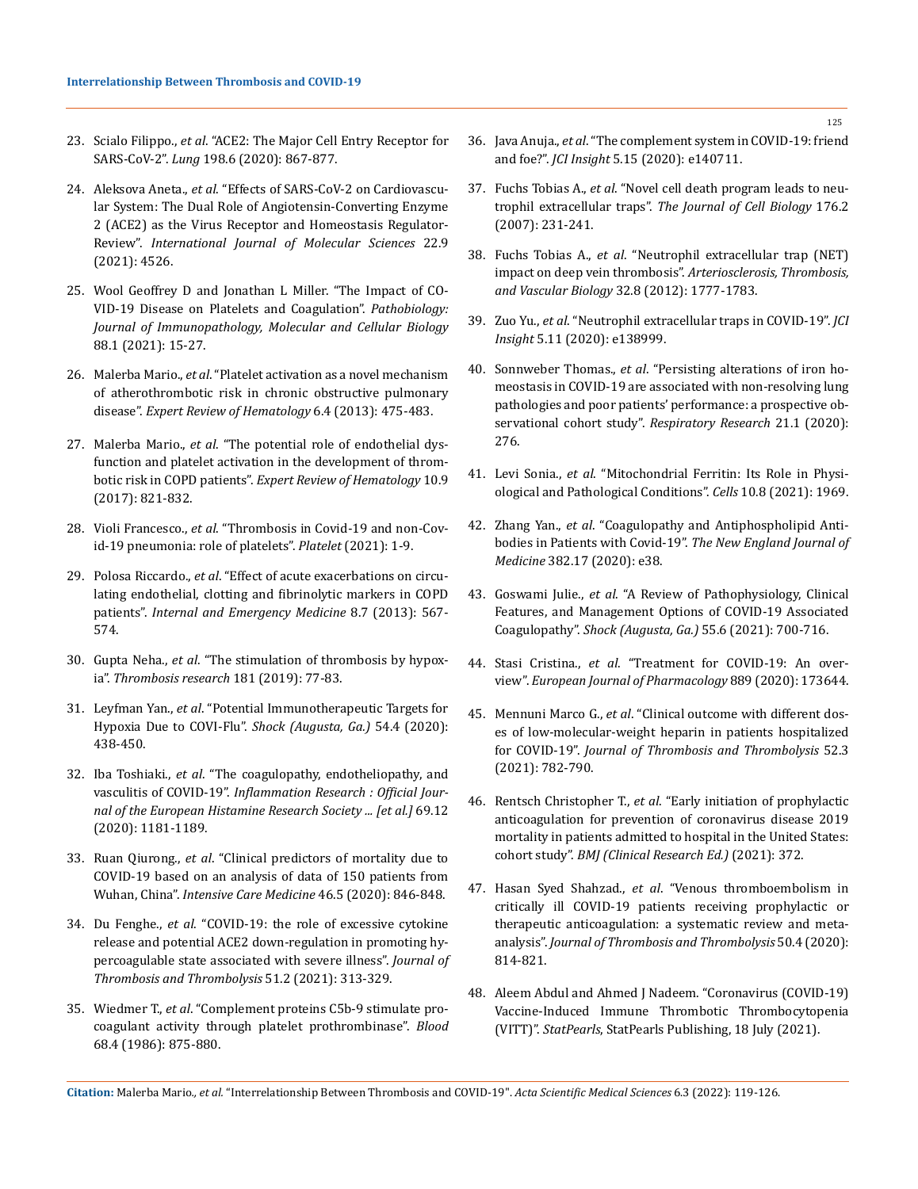23. Scialo Filippo., *et al*. "ACE2: The Major Cell Entry Receptor for SARS-CoV-2". *Lung* 198.6 (2020): 867-877.

24. Aleksova Aneta., *et al*. "Effects of SARS-CoV-2 on Cardiovascular System: The Dual Role of Angiotensin-Converting Enzyme 2 (ACE2) as the Virus Receptor and Homeostasis Regulator-Review". *International Journal of Molecular Sciences* 22.9 (2021): 4526.

25. Wool Geoffrey D and Jonathan L Miller. "The Impact of COVID-19 Disease on Platelets and Coagulation". *Pathobiology: Journal of Immunopathology, Molecular and Cellular Biology* 88.1 (2021): 15-27.

26. Malerba Mario., *et al*. "Platelet activation as a novel mechanism of atherothrombotic risk in chronic obstructive pulmonary disease". *Expert Review of Hematology* 6.4 (2013): 475-483.

27. Malerba Mario., *et al*. "The potential role of endothelial dysfunction and platelet activation in the development of thrombotic risk in COPD patients". *Expert Review of Hematology* 10.9 (2017): 821-832.

28. Violi Francesco., *et al*. "Thrombosis in Covid-19 and non-Covid-19 pneumonia: role of platelets". *Platelet* (2021): 1-9.

29. Polosa Riccardo., *et al*. "Effect of acute exacerbations on circulating endothelial, clotting and fibrinolytic markers in COPD patients". *Internal and Emergency Medicine* 8.7 (2013): 567-574.

30. Gupta Neha., *et al*. "The stimulation of thrombosis by hypoxia". *Thrombosis research* 181 (2019): 77-83.

31. Leyfman Yan., *et al*. "Potential Immunotherapeutic Targets for Hypoxia Due to COVI-Flu". *Shock (Augusta, Ga.)* 54.4 (2020): 438-450.

32. Iba Toshiaki., *et al*. "The coagulopathy, endotheliopathy, and vasculitis of COVID-19". *Inflammation Research : Official Journal of the European Histamine Research Society ... [et al.]* 69.12 (2020): 1181-1189.

33. Ruan Qiurong., *et al*. "Clinical predictors of mortality due to COVID-19 based on an analysis of data of 150 patients from Wuhan, China". *Intensive Care Medicine* 46.5 (2020): 846-848.

34. Du Fenghe., *et al*. "COVID-19: the role of excessive cytokine release and potential ACE2 down-regulation in promoting hypercoagulable state associated with severe illness". *Journal of Thrombosis and Thrombolysis* 51.2 (2021): 313-329.

35. Wiedmer T., *et al*. "Complement proteins C5b-9 stimulate procoagulant activity through platelet prothrombinase". *Blood* 68.4 (1986): 875-880.

36. Java Anuja., *et al*. "The complement system in COVID-19: friend and foe?". *JCI Insight* 5.15 (2020): e140711.

37. Fuchs Tobias A., *et al*. "Novel cell death program leads to neutrophil extracellular traps". *The Journal of Cell Biology* 176.2 (2007): 231-241.

38. Fuchs Tobias A., *et al*. "Neutrophil extracellular trap (NET) impact on deep vein thrombosis". *Arteriosclerosis, Thrombosis, and Vascular Biology* 32.8 (2012): 1777-1783.

39. Zuo Yu., *et al*. "Neutrophil extracellular traps in COVID-19". *JCI Insight* 5.11 (2020): e138999.

40. Sonnweber Thomas., *et al*. "Persisting alterations of iron homeostasis in COVID-19 are associated with non-resolving lung pathologies and poor patients' performance: a prospective observational cohort study". *Respiratory Research* 21.1 (2020): 276.

41. Levi Sonia., *et al*. "Mitochondrial Ferritin: Its Role in Physiological and Pathological Conditions". *Cells* 10.8 (2021): 1969.

42. Zhang Yan., *et al*. "Coagulopathy and Antiphospholipid Antibodies in Patients with Covid-19". *The New England Journal of Medicine* 382.17 (2020): e38.

43. Goswami Julie., *et al*. "A Review of Pathophysiology, Clinical Features, and Management Options of COVID-19 Associated Coagulopathy". *Shock (Augusta, Ga.)* 55.6 (2021): 700-716.

44. Stasi Cristina., *et al*. "Treatment for COVID-19: An overview". *European Journal of Pharmacology* 889 (2020): 173644.

45. Mennuni Marco G., *et al*. "Clinical outcome with different doses of low-molecular-weight heparin in patients hospitalized for COVID-19". *Journal of Thrombosis and Thrombolysis* 52.3 (2021): 782-790.

46. Rentsch Christopher T., *et al*. "Early initiation of prophylactic anticoagulation for prevention of coronavirus disease 2019 mortality in patients admitted to hospital in the United States: cohort study". *BMJ (Clinical Research Ed.)* (2021): 372.

47. Hasan Syed Shahzad., *et al*. "Venous thromboembolism in critically ill COVID-19 patients receiving prophylactic or therapeutic anticoagulation: a systematic review and meta-analysis". *Journal of Thrombosis and Thrombolysis* 50.4 (2020): 814-821.

48. Aleem Abdul and Ahmed J Nadeem. "Coronavirus (COVID-19) Vaccine-Induced Immune Thrombotic Thrombocytopenia (VITT)". *StatPearls*, StatPearls Publishing, 18 July (2021).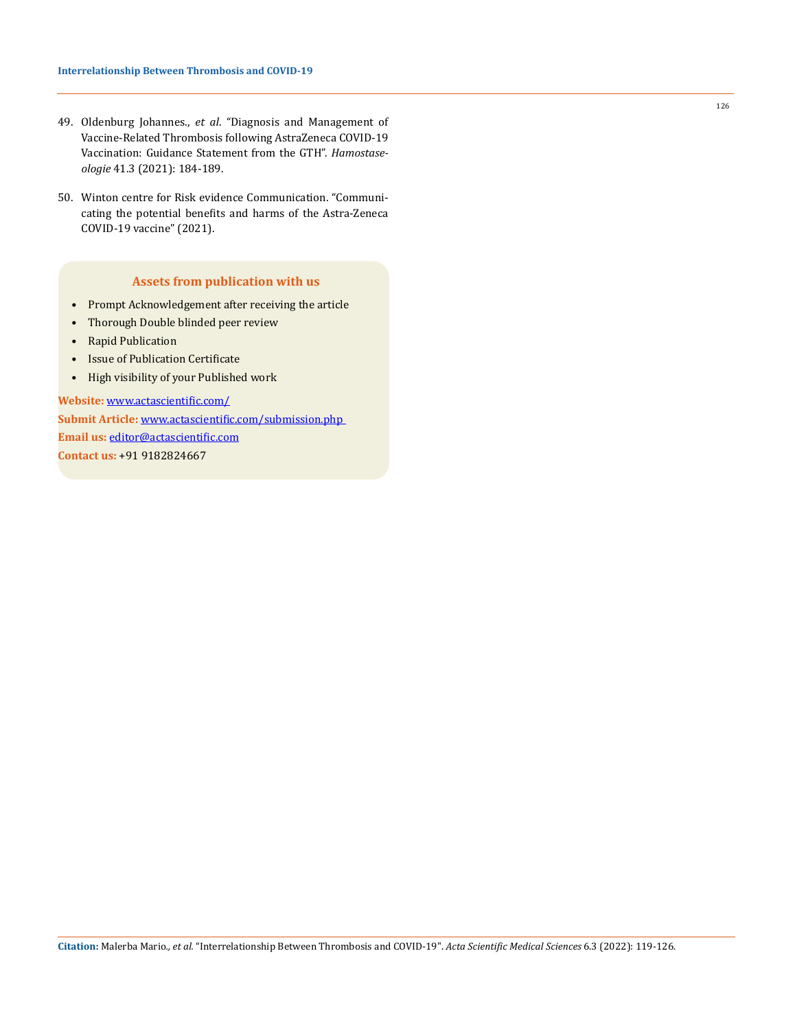49. Oldenburg Johannes., *et al*. "Diagnosis and Management of Vaccine-Related Thrombosis following AstraZeneca COVID-19 Vaccination: Guidance Statement from the GTH". *Hamostaseologie* 41.3 (2021): 184-189.

50. Winton centre for Risk evidence Communication. "Communicating the potential benefits and harms of the Astra-Zeneca COVID-19 vaccine" (2021).

**Assets from publication with us**

- Prompt Acknowledgement after receiving the article
- Thorough Double blinded peer review
- Rapid Publication
- Issue of Publication Certificate
- High visibility of your Published work

**Website:** www.actascientific.com/

**Submit Article:** www.actascientific.com/submission.php

**Email us:** editor@actascientific.com

**Contact us:** +91 9182824667